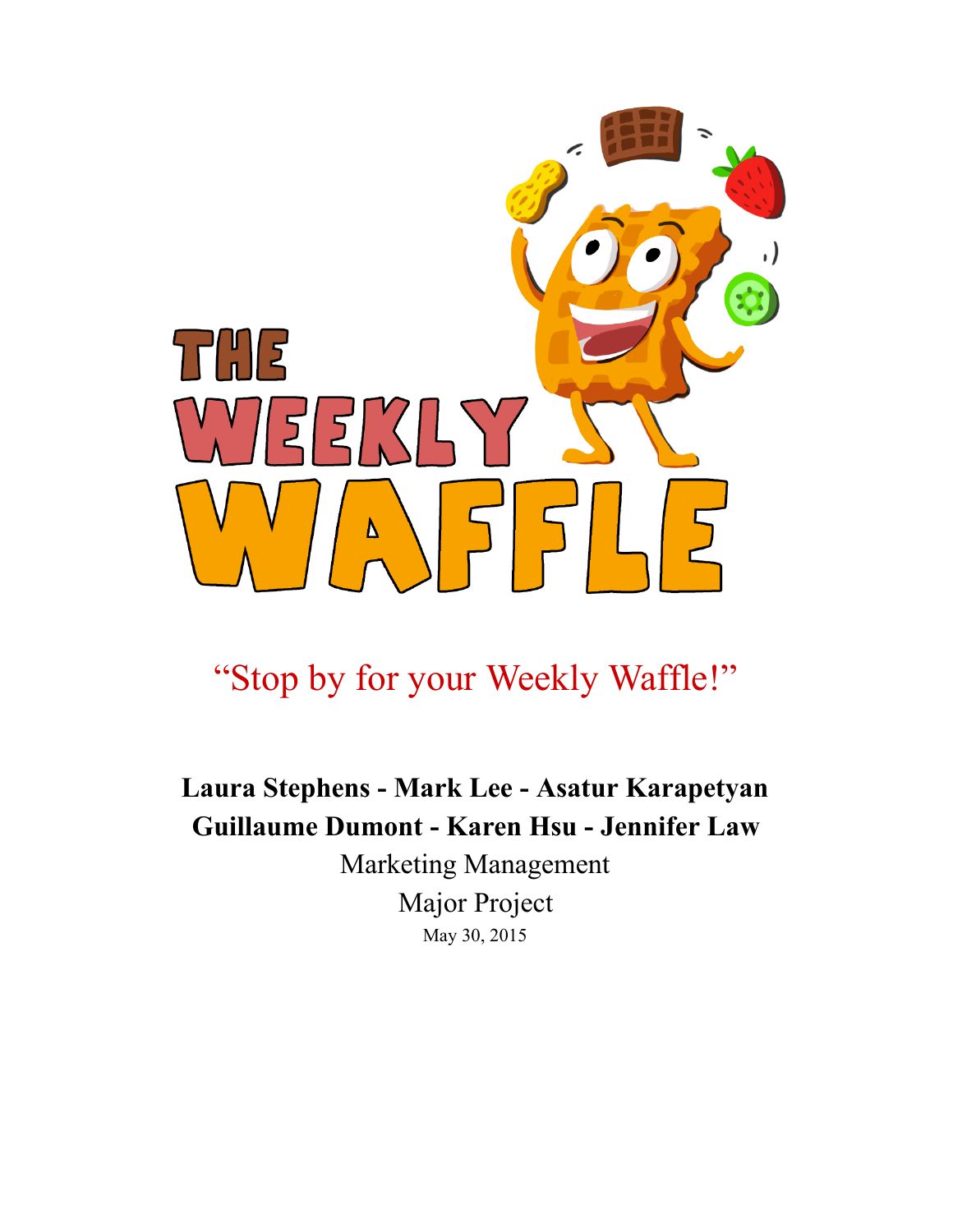# THE WEEKLY WAFFLE

"Stop by for your Weekly Waffle!"

**Laura Stephens - Mark Lee - Asatur Karapetyan**
**Guillaume Dumont - Karen Hsu - Jennifer Law**

Marketing Management

Major Project

May 30, 2015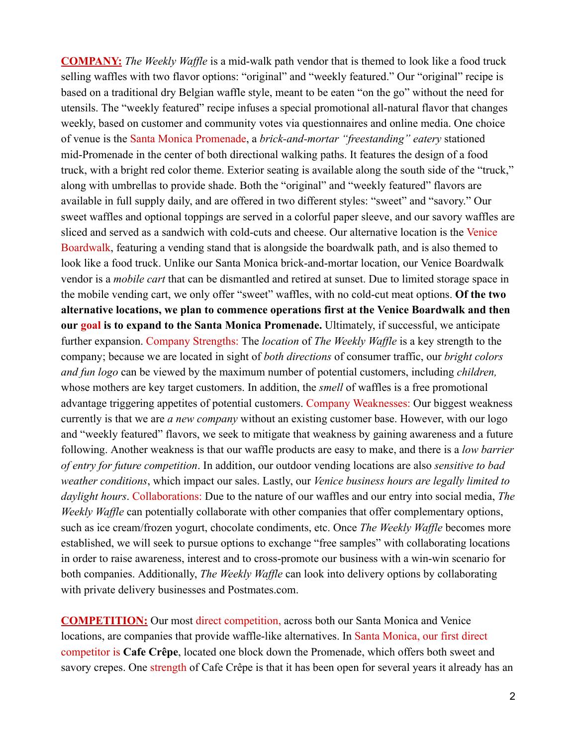**COMPANY:** *The Weekly Waffle* is a mid-walk path vendor that is themed to look like a food truck selling waffles with two flavor options: "original" and "weekly featured." Our "original" recipe is based on a traditional dry Belgian waffle style, meant to be eaten "on the go" without the need for utensils. The "weekly featured" recipe infuses a special promotional all-natural flavor that changes weekly, based on customer and community votes via questionnaires and online media. One choice of venue is the Santa Monica Promenade, a *brick-and-mortar "freestanding" eatery* stationed mid-Promenade in the center of both directional walking paths. It features the design of a food truck, with a bright red color theme. Exterior seating is available along the south side of the "truck," along with umbrellas to provide shade. Both the "original" and "weekly featured" flavors are available in full supply daily, and are offered in two different styles: "sweet" and "savory." Our sweet waffles and optional toppings are served in a colorful paper sleeve, and our savory waffles are sliced and served as a sandwich with cold-cuts and cheese. Our alternative location is the Venice Boardwalk, featuring a vending stand that is alongside the boardwalk path, and is also themed to look like a food truck. Unlike our Santa Monica brick-and-mortar location, our Venice Boardwalk vendor is a *mobile cart* that can be dismantled and retired at sunset. Due to limited storage space in the mobile vending cart, we only offer "sweet" waffles, with no cold-cut meat options. **Of the two alternative locations, we plan to commence operations first at the Venice Boardwalk and then our goal is to expand to the Santa Monica Promenade.** Ultimately, if successful, we anticipate further expansion. Company Strengths: The *location* of *The Weekly Waffle* is a key strength to the company; because we are located in sight of *both directions* of consumer traffic, our *bright colors and fun logo* can be viewed by the maximum number of potential customers, including *children,* whose mothers are key target customers. In addition, the *smell* of waffles is a free promotional advantage triggering appetites of potential customers. Company Weaknesses: Our biggest weakness currently is that we are *a new company* without an existing customer base. However, with our logo and "weekly featured" flavors, we seek to mitigate that weakness by gaining awareness and a future following. Another weakness is that our waffle products are easy to make, and there is a *low barrier of entry for future competition*. In addition, our outdoor vending locations are also *sensitive to bad weather conditions*, which impact our sales. Lastly, our *Venice business hours are legally limited to daylight hours*. Collaborations: Due to the nature of our waffles and our entry into social media, *The Weekly Waffle* can potentially collaborate with other companies that offer complementary options, such as ice cream/frozen yogurt, chocolate condiments, etc. Once *The Weekly Waffle* becomes more established, we will seek to pursue options to exchange "free samples" with collaborating locations in order to raise awareness, interest and to cross-promote our business with a win-win scenario for both companies. Additionally, *The Weekly Waffle* can look into delivery options by collaborating with private delivery businesses and Postmates.com.

**COMPETITION:** Our most direct competition, across both our Santa Monica and Venice locations, are companies that provide waffle-like alternatives. In Santa Monica, our first direct competitor is **Cafe Crêpe**, located one block down the Promenade, which offers both sweet and savory crepes. One strength of Cafe Crêpe is that it has been open for several years it already has an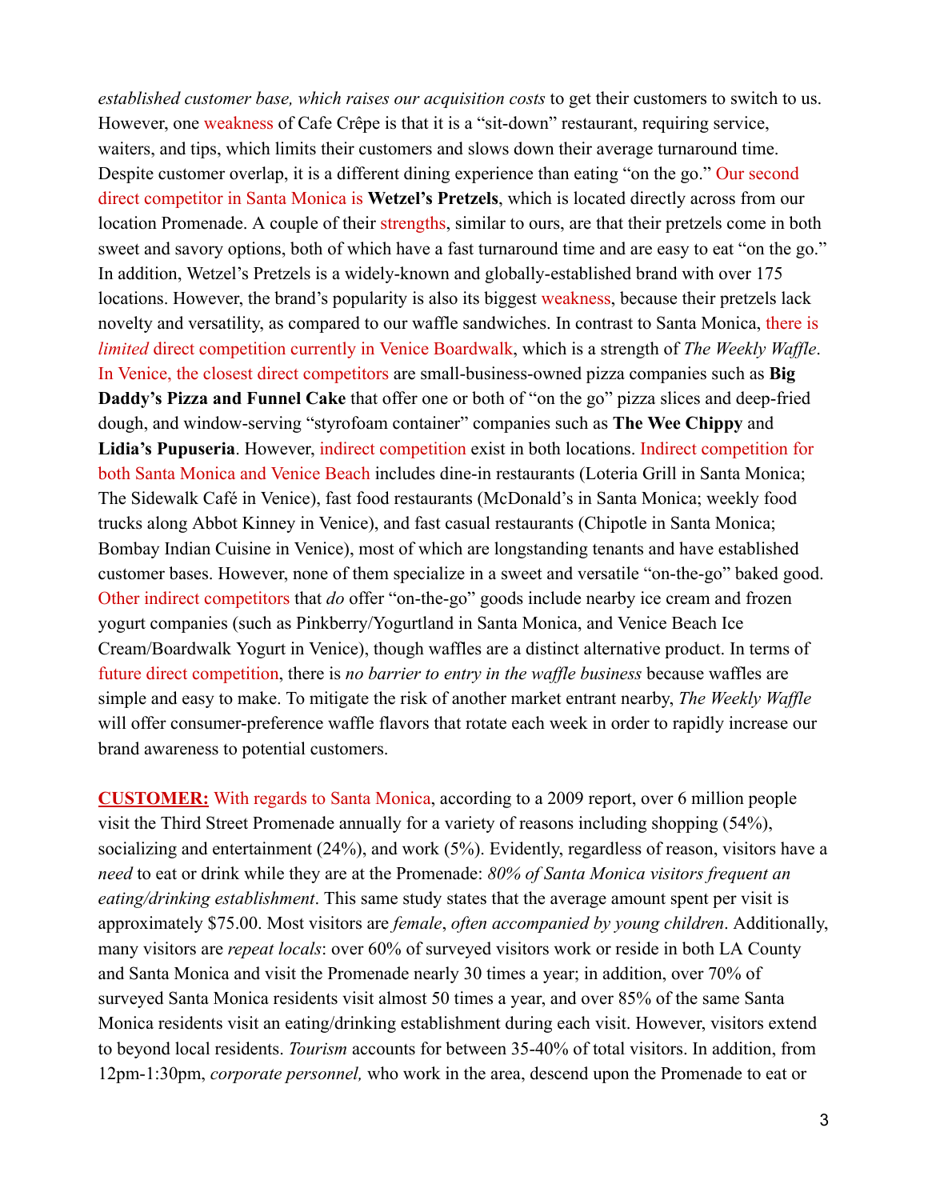*established customer base, which raises our acquisition costs* to get their customers to switch to us. However, one weakness of Cafe Crêpe is that it is a "sit-down" restaurant, requiring service, waiters, and tips, which limits their customers and slows down their average turnaround time. Despite customer overlap, it is a different dining experience than eating "on the go." Our second direct competitor in Santa Monica is **Wetzel's Pretzels**, which is located directly across from our location Promenade. A couple of their strengths, similar to ours, are that their pretzels come in both sweet and savory options, both of which have a fast turnaround time and are easy to eat "on the go." In addition, Wetzel's Pretzels is a widely-known and globally-established brand with over 175 locations. However, the brand's popularity is also its biggest weakness, because their pretzels lack novelty and versatility, as compared to our waffle sandwiches. In contrast to Santa Monica, there is *limited* direct competition currently in Venice Boardwalk, which is a strength of *The Weekly Waffle*. In Venice, the closest direct competitors are small-business-owned pizza companies such as **Big Daddy's Pizza and Funnel Cake** that offer one or both of "on the go" pizza slices and deep-fried dough, and window-serving "styrofoam container" companies such as **The Wee Chippy** and **Lidia's Pupuseria**. However, indirect competition exist in both locations. Indirect competition for both Santa Monica and Venice Beach includes dine-in restaurants (Loteria Grill in Santa Monica; The Sidewalk Café in Venice), fast food restaurants (McDonald's in Santa Monica; weekly food trucks along Abbot Kinney in Venice), and fast casual restaurants (Chipotle in Santa Monica; Bombay Indian Cuisine in Venice), most of which are longstanding tenants and have established customer bases. However, none of them specialize in a sweet and versatile "on-the-go" baked good. Other indirect competitors that *do* offer "on-the-go" goods include nearby ice cream and frozen yogurt companies (such as Pinkberry/Yogurtland in Santa Monica, and Venice Beach Ice Cream/Boardwalk Yogurt in Venice), though waffles are a distinct alternative product. In terms of future direct competition, there is *no barrier to entry in the waffle business* because waffles are simple and easy to make. To mitigate the risk of another market entrant nearby, *The Weekly Waffle* will offer consumer-preference waffle flavors that rotate each week in order to rapidly increase our brand awareness to potential customers.

**CUSTOMER:** With regards to Santa Monica, according to a 2009 report, over 6 million people visit the Third Street Promenade annually for a variety of reasons including shopping (54%), socializing and entertainment (24%), and work (5%). Evidently, regardless of reason, visitors have a *need* to eat or drink while they are at the Promenade: *80% of Santa Monica visitors frequent an eating/drinking establishment*. This same study states that the average amount spent per visit is approximately $75.00. Most visitors are *female*, *often accompanied by young children*. Additionally, many visitors are *repeat locals*: over 60% of surveyed visitors work or reside in both LA County and Santa Monica and visit the Promenade nearly 30 times a year; in addition, over 70% of surveyed Santa Monica residents visit almost 50 times a year, and over 85% of the same Santa Monica residents visit an eating/drinking establishment during each visit. However, visitors extend to beyond local residents. *Tourism* accounts for between 35-40% of total visitors. In addition, from 12pm-1:30pm, *corporate personnel,* who work in the area, descend upon the Promenade to eat or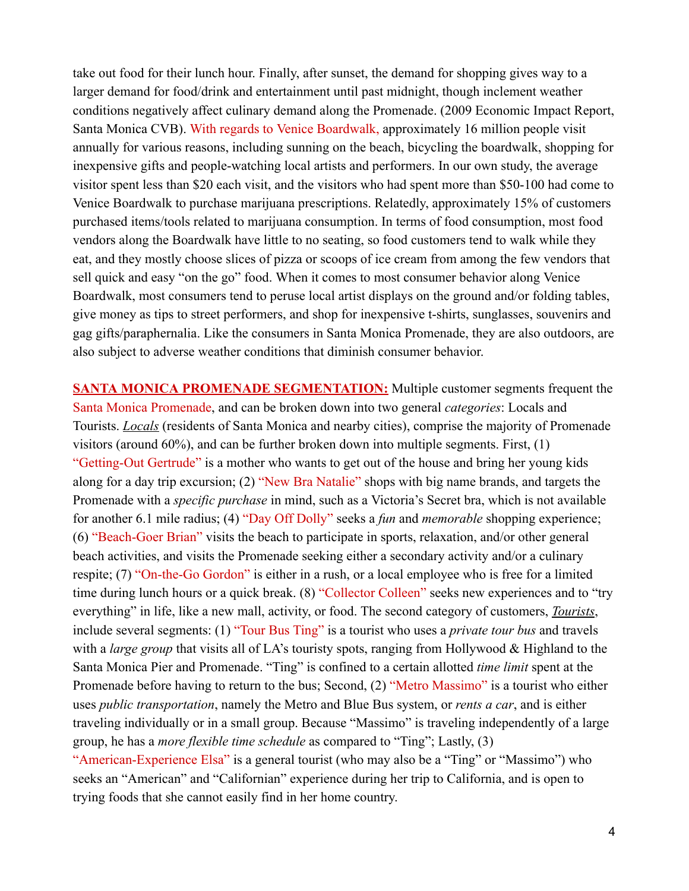take out food for their lunch hour. Finally, after sunset, the demand for shopping gives way to a larger demand for food/drink and entertainment until past midnight, though inclement weather conditions negatively affect culinary demand along the Promenade. (2009 Economic Impact Report, Santa Monica CVB). With regards to Venice Boardwalk, approximately 16 million people visit annually for various reasons, including sunning on the beach, bicycling the boardwalk, shopping for inexpensive gifts and people-watching local artists and performers. In our own study, the average visitor spent less than $20 each visit, and the visitors who had spent more than $50-100 had come to Venice Boardwalk to purchase marijuana prescriptions. Relatedly, approximately 15% of customers purchased items/tools related to marijuana consumption. In terms of food consumption, most food vendors along the Boardwalk have little to no seating, so food customers tend to walk while they eat, and they mostly choose slices of pizza or scoops of ice cream from among the few vendors that sell quick and easy "on the go" food. When it comes to most consumer behavior along Venice Boardwalk, most consumers tend to peruse local artist displays on the ground and/or folding tables, give money as tips to street performers, and shop for inexpensive t-shirts, sunglasses, souvenirs and gag gifts/paraphernalia. Like the consumers in Santa Monica Promenade, they are also outdoors, are also subject to adverse weather conditions that diminish consumer behavior.

**SANTA MONICA PROMENADE SEGMENTATION:** Multiple customer segments frequent the Santa Monica Promenade, and can be broken down into two general *categories*: Locals and Tourists. ***Locals*** (residents of Santa Monica and nearby cities), comprise the majority of Promenade visitors (around 60%), and can be further broken down into multiple segments. First, (1) "Getting-Out Gertrude" is a mother who wants to get out of the house and bring her young kids along for a day trip excursion; (2) "New Bra Natalie" shops with big name brands, and targets the Promenade with a *specific purchase* in mind, such as a Victoria's Secret bra, which is not available for another 6.1 mile radius; (4) "Day Off Dolly" seeks a *fun* and *memorable* shopping experience; (6) "Beach-Goer Brian" visits the beach to participate in sports, relaxation, and/or other general beach activities, and visits the Promenade seeking either a secondary activity and/or a culinary respite; (7) "On-the-Go Gordon" is either in a rush, or a local employee who is free for a limited time during lunch hours or a quick break. (8) "Collector Colleen" seeks new experiences and to "try everything" in life, like a new mall, activity, or food. The second category of customers, ***Tourists***, include several segments: (1) "Tour Bus Ting" is a tourist who uses a *private tour bus* and travels with a *large group* that visits all of LA's touristy spots, ranging from Hollywood & Highland to the Santa Monica Pier and Promenade. "Ting" is confined to a certain allotted *time limit* spent at the Promenade before having to return to the bus; Second, (2) "Metro Massimo" is a tourist who either uses *public transportation*, namely the Metro and Blue Bus system, or *rents a car*, and is either traveling individually or in a small group. Because "Massimo" is traveling independently of a large group, he has a *more flexible time schedule* as compared to "Ting"; Lastly, (3) "American-Experience Elsa" is a general tourist (who may also be a "Ting" or "Massimo") who seeks an "American" and "Californian" experience during her trip to California, and is open to trying foods that she cannot easily find in her home country.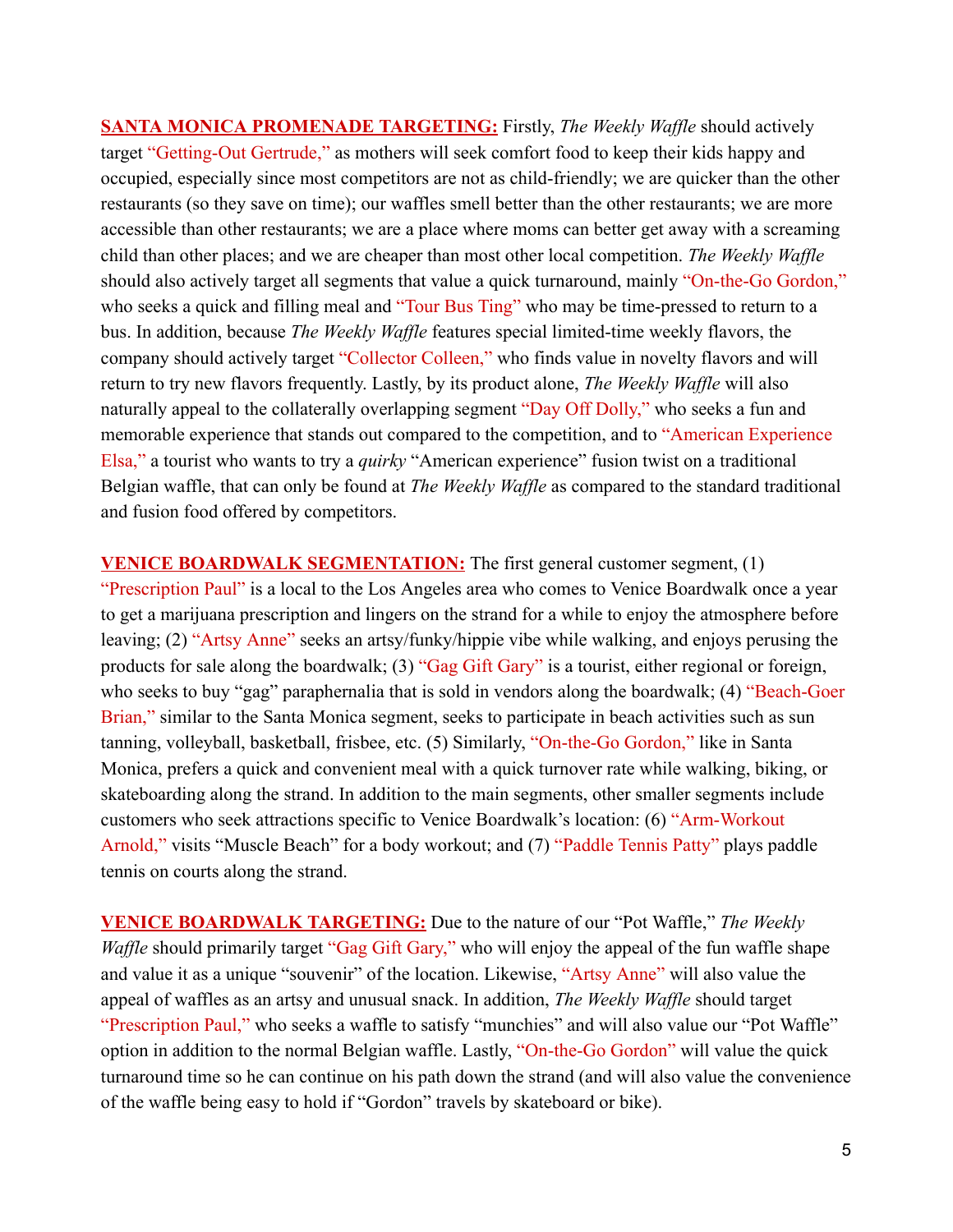**SANTA MONICA PROMENADE TARGETING:** Firstly, *The Weekly Waffle* should actively target "Getting-Out Gertrude," as mothers will seek comfort food to keep their kids happy and occupied, especially since most competitors are not as child-friendly; we are quicker than the other restaurants (so they save on time); our waffles smell better than the other restaurants; we are more accessible than other restaurants; we are a place where moms can better get away with a screaming child than other places; and we are cheaper than most other local competition. *The Weekly Waffle* should also actively target all segments that value a quick turnaround, mainly "On-the-Go Gordon," who seeks a quick and filling meal and "Tour Bus Ting" who may be time-pressed to return to a bus. In addition, because *The Weekly Waffle* features special limited-time weekly flavors, the company should actively target "Collector Colleen," who finds value in novelty flavors and will return to try new flavors frequently. Lastly, by its product alone, *The Weekly Waffle* will also naturally appeal to the collaterally overlapping segment "Day Off Dolly," who seeks a fun and memorable experience that stands out compared to the competition, and to "American Experience Elsa," a tourist who wants to try a *quirky* "American experience" fusion twist on a traditional Belgian waffle, that can only be found at *The Weekly Waffle* as compared to the standard traditional and fusion food offered by competitors.

**VENICE BOARDWALK SEGMENTATION:** The first general customer segment, (1) "Prescription Paul" is a local to the Los Angeles area who comes to Venice Boardwalk once a year to get a marijuana prescription and lingers on the strand for a while to enjoy the atmosphere before leaving; (2) "Artsy Anne" seeks an artsy/funky/hippie vibe while walking, and enjoys perusing the products for sale along the boardwalk; (3) "Gag Gift Gary" is a tourist, either regional or foreign, who seeks to buy "gag" paraphernalia that is sold in vendors along the boardwalk; (4) "Beach-Goer Brian," similar to the Santa Monica segment, seeks to participate in beach activities such as sun tanning, volleyball, basketball, frisbee, etc. (5) Similarly, "On-the-Go Gordon," like in Santa Monica, prefers a quick and convenient meal with a quick turnover rate while walking, biking, or skateboarding along the strand. In addition to the main segments, other smaller segments include customers who seek attractions specific to Venice Boardwalk's location: (6) "Arm-Workout Arnold," visits "Muscle Beach" for a body workout; and (7) "Paddle Tennis Patty" plays paddle tennis on courts along the strand.

**VENICE BOARDWALK TARGETING:** Due to the nature of our "Pot Waffle," *The Weekly Waffle* should primarily target "Gag Gift Gary," who will enjoy the appeal of the fun waffle shape and value it as a unique "souvenir" of the location. Likewise, "Artsy Anne" will also value the appeal of waffles as an artsy and unusual snack. In addition, *The Weekly Waffle* should target "Prescription Paul," who seeks a waffle to satisfy "munchies" and will also value our "Pot Waffle" option in addition to the normal Belgian waffle. Lastly, "On-the-Go Gordon" will value the quick turnaround time so he can continue on his path down the strand (and will also value the convenience of the waffle being easy to hold if "Gordon" travels by skateboard or bike).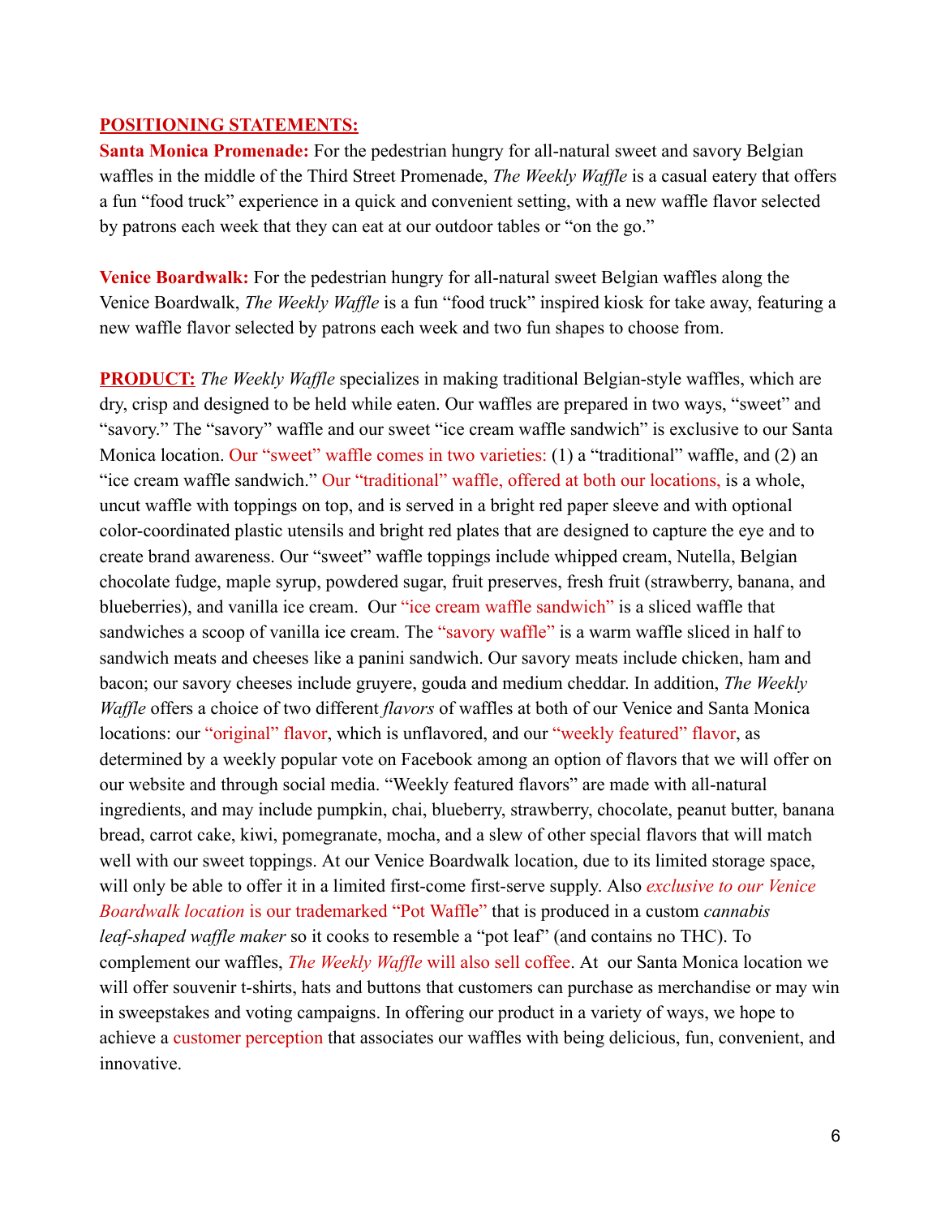**POSITIONING STATEMENTS:**

**Santa Monica Promenade:** For the pedestrian hungry for all-natural sweet and savory Belgian waffles in the middle of the Third Street Promenade, *The Weekly Waffle* is a casual eatery that offers a fun "food truck" experience in a quick and convenient setting, with a new waffle flavor selected by patrons each week that they can eat at our outdoor tables or "on the go."

**Venice Boardwalk:** For the pedestrian hungry for all-natural sweet Belgian waffles along the Venice Boardwalk, *The Weekly Waffle* is a fun "food truck" inspired kiosk for take away, featuring a new waffle flavor selected by patrons each week and two fun shapes to choose from.

**PRODUCT:** *The Weekly Waffle* specializes in making traditional Belgian-style waffles, which are dry, crisp and designed to be held while eaten. Our waffles are prepared in two ways, "sweet" and "savory." The "savory" waffle and our sweet "ice cream waffle sandwich" is exclusive to our Santa Monica location. Our "sweet" waffle comes in two varieties: (1) a "traditional" waffle, and (2) an "ice cream waffle sandwich." Our "traditional" waffle, offered at both our locations, is a whole, uncut waffle with toppings on top, and is served in a bright red paper sleeve and with optional color-coordinated plastic utensils and bright red plates that are designed to capture the eye and to create brand awareness. Our "sweet" waffle toppings include whipped cream, Nutella, Belgian chocolate fudge, maple syrup, powdered sugar, fruit preserves, fresh fruit (strawberry, banana, and blueberries), and vanilla ice cream. Our "ice cream waffle sandwich" is a sliced waffle that sandwiches a scoop of vanilla ice cream. The "savory waffle" is a warm waffle sliced in half to sandwich meats and cheeses like a panini sandwich. Our savory meats include chicken, ham and bacon; our savory cheeses include gruyere, gouda and medium cheddar. In addition, *The Weekly Waffle* offers a choice of two different *flavors* of waffles at both of our Venice and Santa Monica locations: our "original" flavor, which is unflavored, and our "weekly featured" flavor, as determined by a weekly popular vote on Facebook among an option of flavors that we will offer on our website and through social media. "Weekly featured flavors" are made with all-natural ingredients, and may include pumpkin, chai, blueberry, strawberry, chocolate, peanut butter, banana bread, carrot cake, kiwi, pomegranate, mocha, and a slew of other special flavors that will match well with our sweet toppings. At our Venice Boardwalk location, due to its limited storage space, will only be able to offer it in a limited first-come first-serve supply. Also *exclusive to our Venice Boardwalk location* is our trademarked "Pot Waffle" that is produced in a custom *cannabis leaf-shaped waffle maker* so it cooks to resemble a "pot leaf" (and contains no THC). To complement our waffles, *The Weekly Waffle* will also sell coffee. At our Santa Monica location we will offer souvenir t-shirts, hats and buttons that customers can purchase as merchandise or may win in sweepstakes and voting campaigns. In offering our product in a variety of ways, we hope to achieve a customer perception that associates our waffles with being delicious, fun, convenient, and innovative.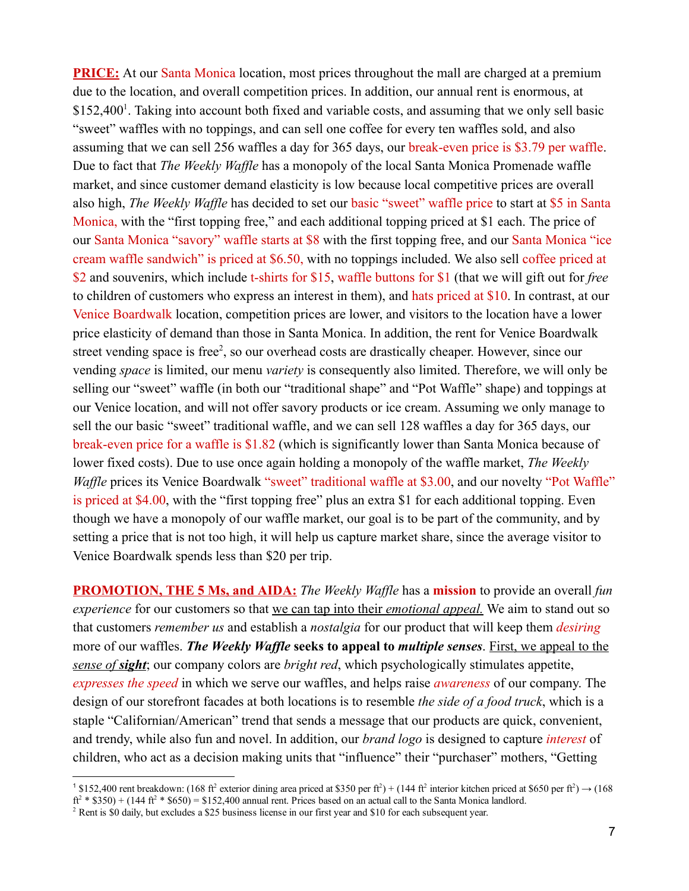**PRICE:** At our Santa Monica location, most prices throughout the mall are charged at a premium due to the location, and overall competition prices. In addition, our annual rent is enormous, at $152,400[1]. Taking into account both fixed and variable costs, and assuming that we only sell basic "sweet" waffles with no toppings, and can sell one coffee for every ten waffles sold, and also assuming that we can sell 256 waffles a day for 365 days, our break-even price is $3.79 per waffle. Due to fact that *The Weekly Waffle* has a monopoly of the local Santa Monica Promenade waffle market, and since customer demand elasticity is low because local competitive prices are overall also high, *The Weekly Waffle* has decided to set our basic "sweet" waffle price to start at $5 in Santa Monica, with the "first topping free," and each additional topping priced at $1 each. The price of our Santa Monica "savory" waffle starts at $8 with the first topping free, and our Santa Monica "ice cream waffle sandwich" is priced at $6.50, with no toppings included. We also sell coffee priced at $2 and souvenirs, which include t-shirts for $15, waffle buttons for $1 (that we will gift out for *free* to children of customers who express an interest in them), and hats priced at $10. In contrast, at our Venice Boardwalk location, competition prices are lower, and visitors to the location have a lower price elasticity of demand than those in Santa Monica. In addition, the rent for Venice Boardwalk street vending space is free[2], so our overhead costs are drastically cheaper. However, since our vending *space* is limited, our menu *variety* is consequently also limited. Therefore, we will only be selling our "sweet" waffle (in both our "traditional shape" and "Pot Waffle" shape) and toppings at our Venice location, and will not offer savory products or ice cream. Assuming we only manage to sell the our basic "sweet" traditional waffle, and we can sell 128 waffles a day for 365 days, our break-even price for a waffle is $1.82 (which is significantly lower than Santa Monica because of lower fixed costs). Due to use once again holding a monopoly of the waffle market, *The Weekly Waffle* prices its Venice Boardwalk "sweet" traditional waffle at $3.00, and our novelty "Pot Waffle" is priced at $4.00, with the "first topping free" plus an extra $1 for each additional topping. Even though we have a monopoly of our waffle market, our goal is to be part of the community, and by setting a price that is not too high, it will help us capture market share, since the average visitor to Venice Boardwalk spends less than $20 per trip.

**PROMOTION, THE 5 Ms, and AIDA:** *The Weekly Waffle* has a **mission** to provide an overall *fun experience* for our customers so that we can tap into their *emotional appeal.* We aim to stand out so that customers *remember us* and establish a *nostalgia* for our product that will keep them *desiring* more of our waffles. ***The Weekly Waffle*** **seeks to appeal to *multiple senses***. First, we appeal to the *sense of* ***sight***; our company colors are *bright red*, which psychologically stimulates appetite, *expresses the speed* in which we serve our waffles, and helps raise *awareness* of our company. The design of our storefront facades at both locations is to resemble *the side of a food truck*, which is a staple "Californian/American" trend that sends a message that our products are quick, convenient, and trendy, while also fun and novel. In addition, our *brand logo* is designed to capture *interest* of children, who act as a decision making units that "influence" their "purchaser" mothers, "Getting

---

[1] $152,400 rent breakdown: (168 ft² exterior dining area priced at $350 per ft²) + (144 ft² interior kitchen priced at $650 per ft²) → (168 ft² * $350) + (144 ft² * $650) = $152,400 annual rent. Prices based on an actual call to the Santa Monica landlord.

[2] Rent is $0 daily, but excludes a $25 business license in our first year and $10 for each subsequent year.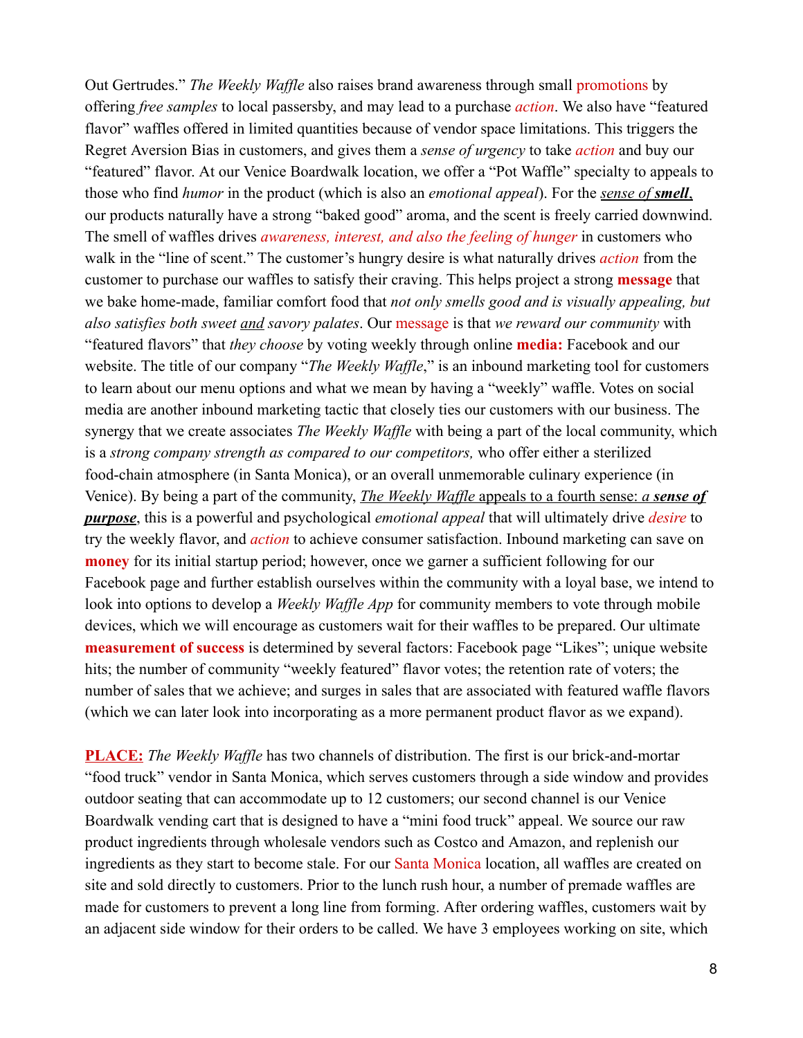Out Gertrudes." *The Weekly Waffle* also raises brand awareness through small promotions by offering *free samples* to local passersby, and may lead to a purchase *action*. We also have "featured flavor" waffles offered in limited quantities because of vendor space limitations. This triggers the Regret Aversion Bias in customers, and gives them a *sense of urgency* to take *action* and buy our "featured" flavor. At our Venice Boardwalk location, we offer a "Pot Waffle" specialty to appeals to those who find *humor* in the product (which is also an *emotional appeal*). For the *sense of **smell**,* our products naturally have a strong "baked good" aroma, and the scent is freely carried downwind. The smell of waffles drives *awareness, interest, and also the feeling of hunger* in customers who walk in the "line of scent." The customer's hungry desire is what naturally drives *action* from the customer to purchase our waffles to satisfy their craving. This helps project a strong **message** that we bake home-made, familiar comfort food that *not only smells good and is visually appealing, but also satisfies both sweet and savory palates*. Our message is that *we reward our community* with "featured flavors" that *they choose* by voting weekly through online **media:** Facebook and our website. The title of our company "*The Weekly Waffle*," is an inbound marketing tool for customers to learn about our menu options and what we mean by having a "weekly" waffle. Votes on social media are another inbound marketing tactic that closely ties our customers with our business. The synergy that we create associates *The Weekly Waffle* with being a part of the local community, which is a *strong company strength as compared to our competitors,* who offer either a sterilized food-chain atmosphere (in Santa Monica), or an overall unmemorable culinary experience (in Venice). By being a part of the community, *The Weekly Waffle* appeals to a fourth sense: ***a sense of purpose***, this is a powerful and psychological *emotional appeal* that will ultimately drive *desire* to try the weekly flavor, and *action* to achieve consumer satisfaction. Inbound marketing can save on **money** for its initial startup period; however, once we garner a sufficient following for our Facebook page and further establish ourselves within the community with a loyal base, we intend to look into options to develop a *Weekly Waffle App* for community members to vote through mobile devices, which we will encourage as customers wait for their waffles to be prepared. Our ultimate **measurement of success** is determined by several factors: Facebook page "Likes"; unique website hits; the number of community "weekly featured" flavor votes; the retention rate of voters; the number of sales that we achieve; and surges in sales that are associated with featured waffle flavors (which we can later look into incorporating as a more permanent product flavor as we expand).

**PLACE:** *The Weekly Waffle* has two channels of distribution. The first is our brick-and-mortar "food truck" vendor in Santa Monica, which serves customers through a side window and provides outdoor seating that can accommodate up to 12 customers; our second channel is our Venice Boardwalk vending cart that is designed to have a "mini food truck" appeal. We source our raw product ingredients through wholesale vendors such as Costco and Amazon, and replenish our ingredients as they start to become stale. For our Santa Monica location, all waffles are created on site and sold directly to customers. Prior to the lunch rush hour, a number of premade waffles are made for customers to prevent a long line from forming. After ordering waffles, customers wait by an adjacent side window for their orders to be called. We have 3 employees working on site, which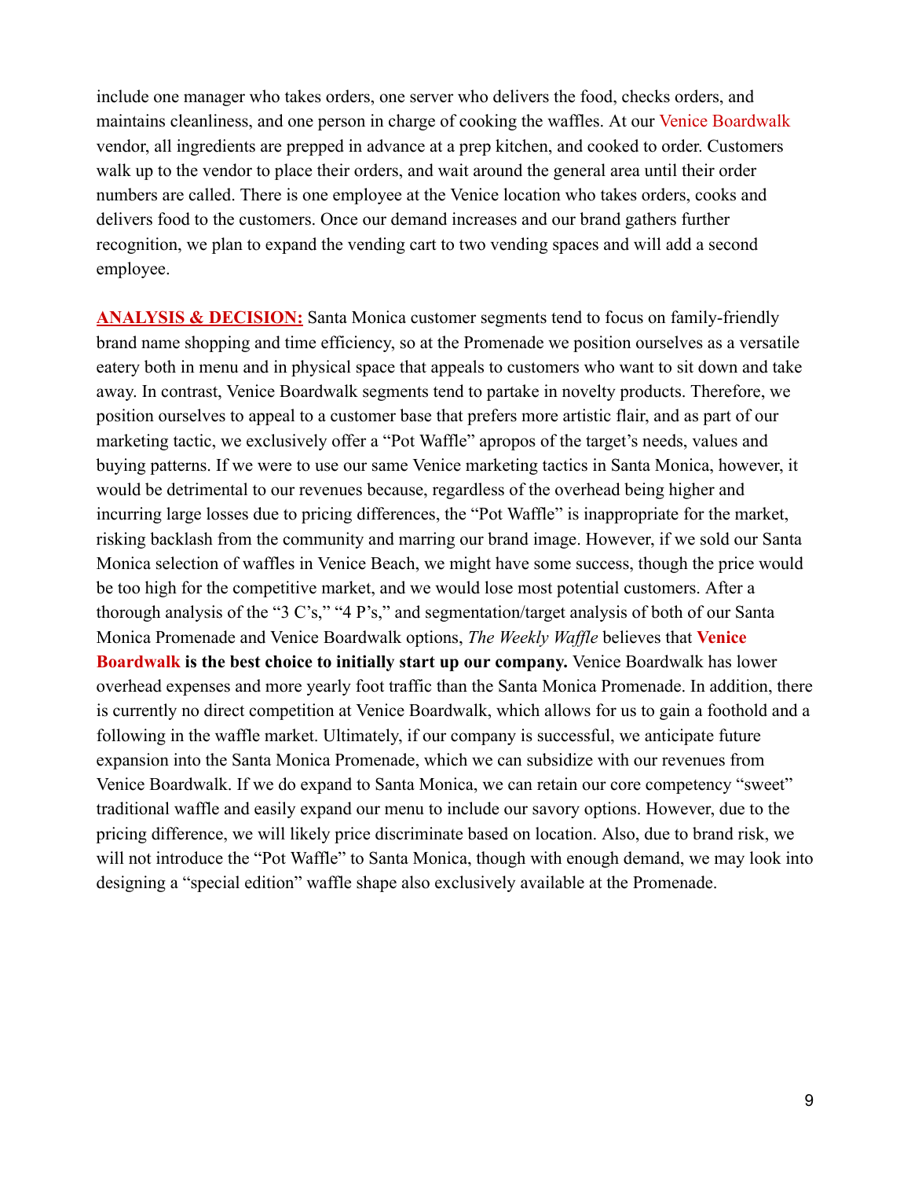include one manager who takes orders, one server who delivers the food, checks orders, and maintains cleanliness, and one person in charge of cooking the waffles. At our Venice Boardwalk vendor, all ingredients are prepped in advance at a prep kitchen, and cooked to order. Customers walk up to the vendor to place their orders, and wait around the general area until their order numbers are called. There is one employee at the Venice location who takes orders, cooks and delivers food to the customers. Once our demand increases and our brand gathers further recognition, we plan to expand the vending cart to two vending spaces and will add a second employee.

**ANALYSIS & DECISION:** Santa Monica customer segments tend to focus on family-friendly brand name shopping and time efficiency, so at the Promenade we position ourselves as a versatile eatery both in menu and in physical space that appeals to customers who want to sit down and take away. In contrast, Venice Boardwalk segments tend to partake in novelty products. Therefore, we position ourselves to appeal to a customer base that prefers more artistic flair, and as part of our marketing tactic, we exclusively offer a "Pot Waffle" apropos of the target's needs, values and buying patterns. If we were to use our same Venice marketing tactics in Santa Monica, however, it would be detrimental to our revenues because, regardless of the overhead being higher and incurring large losses due to pricing differences, the "Pot Waffle" is inappropriate for the market, risking backlash from the community and marring our brand image. However, if we sold our Santa Monica selection of waffles in Venice Beach, we might have some success, though the price would be too high for the competitive market, and we would lose most potential customers. After a thorough analysis of the "3 C's," "4 P's," and segmentation/target analysis of both of our Santa Monica Promenade and Venice Boardwalk options, *The Weekly Waffle* believes that **Venice Boardwalk is the best choice to initially start up our company.** Venice Boardwalk has lower overhead expenses and more yearly foot traffic than the Santa Monica Promenade. In addition, there is currently no direct competition at Venice Boardwalk, which allows for us to gain a foothold and a following in the waffle market. Ultimately, if our company is successful, we anticipate future expansion into the Santa Monica Promenade, which we can subsidize with our revenues from Venice Boardwalk. If we do expand to Santa Monica, we can retain our core competency "sweet" traditional waffle and easily expand our menu to include our savory options. However, due to the pricing difference, we will likely price discriminate based on location. Also, due to brand risk, we will not introduce the "Pot Waffle" to Santa Monica, though with enough demand, we may look into designing a "special edition" waffle shape also exclusively available at the Promenade.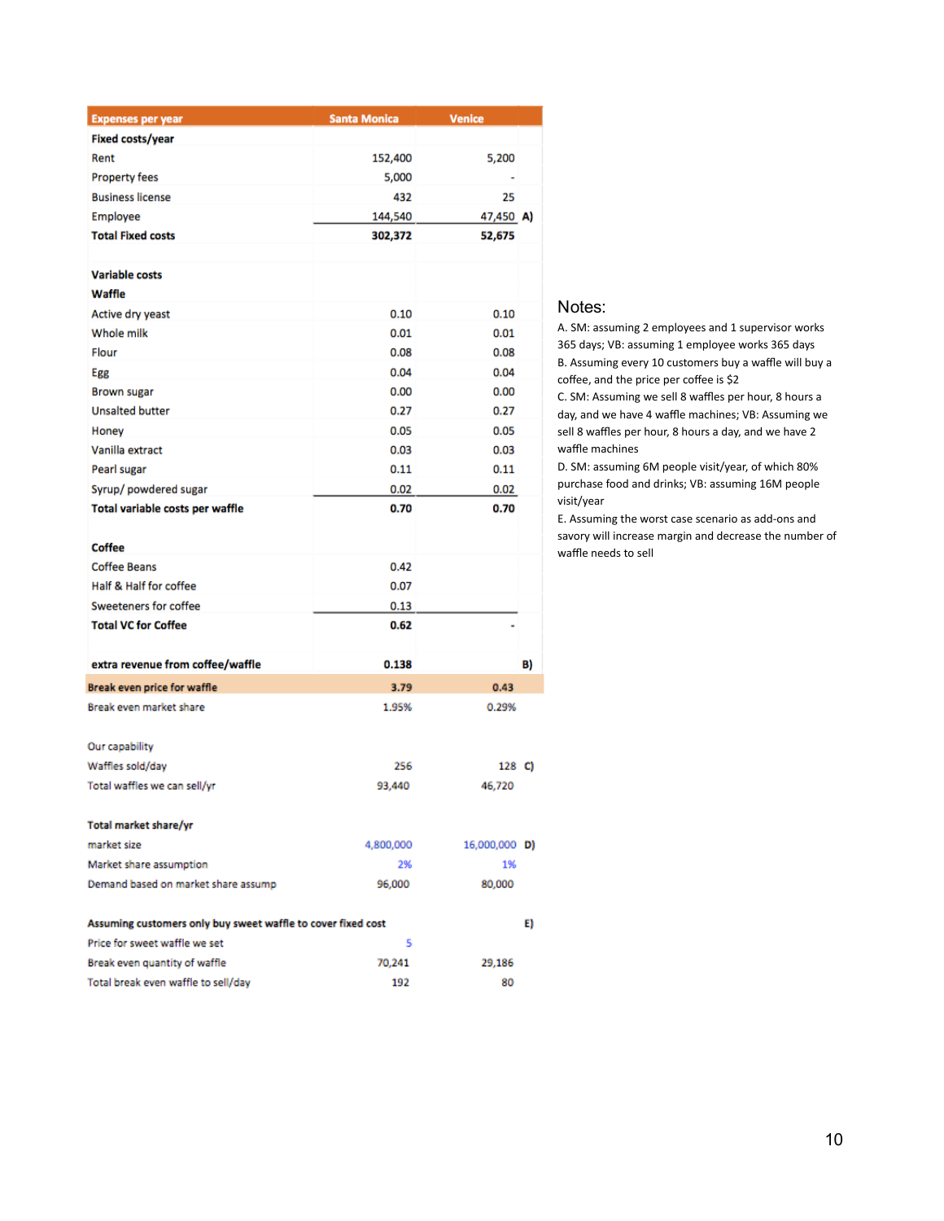| Expenses per year | Santa Monica | Venice | |
|---|---|---|---|
| **Fixed costs/year** | | | |
| Rent | 152,400 | 5,200 | |
| Property fees | 5,000 | - | |
| Business license | 432 | 25 | |
| Employee | 144,540 | 47,450 | A) |
| **Total Fixed costs** | **302,372** | **52,675** | |
| | | | |
| **Variable costs** | | | |
| **Waffle** | | | |
| Active dry yeast | 0.10 | 0.10 | |
| Whole milk | 0.01 | 0.01 | |
| Flour | 0.08 | 0.08 | |
| Egg | 0.04 | 0.04 | |
| Brown sugar | 0.00 | 0.00 | |
| Unsalted butter | 0.27 | 0.27 | |
| Honey | 0.05 | 0.05 | |
| Vanilla extract | 0.03 | 0.03 | |
| Pearl sugar | 0.11 | 0.11 | |
| Syrup/ powdered sugar | 0.02 | 0.02 | |
| **Total variable costs per waffle** | **0.70** | **0.70** | |
| | | | |
| **Coffee** | | | |
| Coffee Beans | 0.42 | | |
| Half & Half for coffee | 0.07 | | |
| Sweeteners for coffee | 0.13 | | |
| **Total VC for Coffee** | **0.62** | - | |
| | | | |
| **extra revenue from coffee/waffle** | **0.138** | | B) |
| **Break even price for waffle** | **3.79** | **0.43** | |
| Break even market share | 1.95% | 0.29% | |
| | | | |
| Our capability | | | |
| Waffles sold/day | 256 | 128 | C) |
| Total waffles we can sell/yr | 93,440 | 46,720 | |
| | | | |
| **Total market share/yr** | | | |
| market size | 4,800,000 | 16,000,000 | D) |
| Market share assumption | 2% | 1% | |
| Demand based on market share assump | 96,000 | 80,000 | |
| | | | |
| **Assuming customers only buy sweet waffle to cover fixed cost** | | | E) |
| Price for sweet waffle we set | 5 | | |
| Break even quantity of waffle | 70,241 | 29,186 | |
| Total break even waffle to sell/day | 192 | 80 | |

Notes:

A. SM: assuming 2 employees and 1 supervisor works 365 days; VB: assuming 1 employee works 365 days

B. Assuming every 10 customers buy a waffle will buy a coffee, and the price per coffee is $2

C. SM: Assuming we sell 8 waffles per hour, 8 hours a day, and we have 4 waffle machines; VB: Assuming we sell 8 waffles per hour, 8 hours a day, and we have 2 waffle machines

D. SM: assuming 6M people visit/year, of which 80% purchase food and drinks; VB: assuming 16M people visit/year

E. Assuming the worst case scenario as add-ons and savory will increase margin and decrease the number of waffle needs to sell